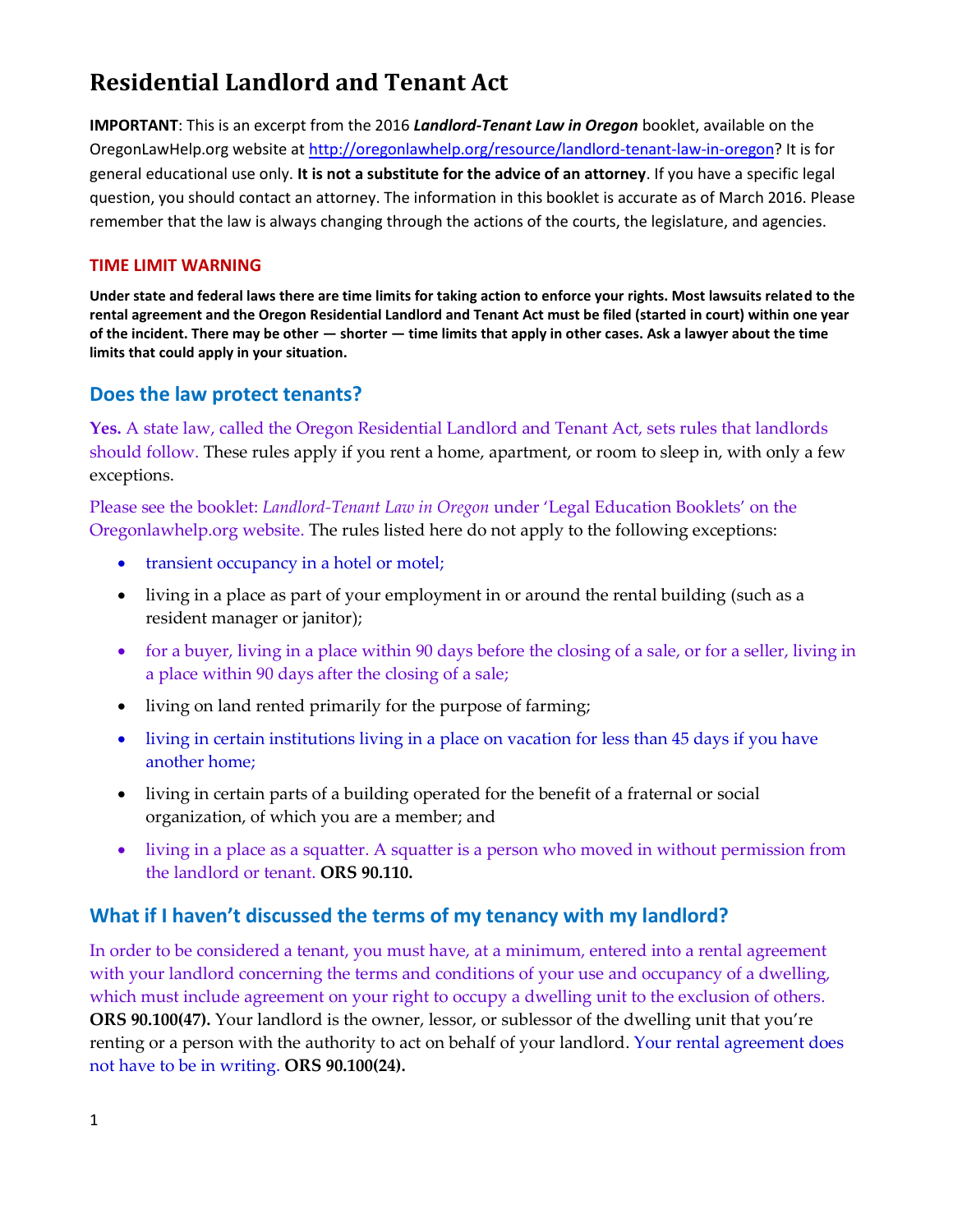# Residential Landlord and Tenant Act

**IMPORTANT**: This is an excerpt from the 2016 ***Landlord-Tenant Law in Oregon*** booklet, available on the OregonLawHelp.org website at http://oregonlawhelp.org/resource/landlord-tenant-law-in-oregon? It is for general educational use only. **It is not a substitute for the advice of an attorney**. If you have a specific legal question, you should contact an attorney. The information in this booklet is accurate as of March 2016. Please remember that the law is always changing through the actions of the courts, the legislature, and agencies.

### TIME LIMIT WARNING

**Under state and federal laws there are time limits for taking action to enforce your rights. Most lawsuits related to the rental agreement and the Oregon Residential Landlord and Tenant Act must be filed (started in court) within one year of the incident. There may be other — shorter — time limits that apply in other cases. Ask a lawyer about the time limits that could apply in your situation.**

## Does the law protect tenants?

**Yes.** A state law, called the Oregon Residential Landlord and Tenant Act, sets rules that landlords should follow. These rules apply if you rent a home, apartment, or room to sleep in, with only a few exceptions.

Please see the booklet: *Landlord-Tenant Law in Oregon* under 'Legal Education Booklets' on the Oregonlawhelp.org website. The rules listed here do not apply to the following exceptions:

- transient occupancy in a hotel or motel;
- living in a place as part of your employment in or around the rental building (such as a resident manager or janitor);
- for a buyer, living in a place within 90 days before the closing of a sale, or for a seller, living in a place within 90 days after the closing of a sale;
- living on land rented primarily for the purpose of farming;
- living in certain institutions living in a place on vacation for less than 45 days if you have another home;
- living in certain parts of a building operated for the benefit of a fraternal or social organization, of which you are a member; and
- living in a place as a squatter. A squatter is a person who moved in without permission from the landlord or tenant. **ORS 90.110.**

## What if I haven't discussed the terms of my tenancy with my landlord?

In order to be considered a tenant, you must have, at a minimum, entered into a rental agreement with your landlord concerning the terms and conditions of your use and occupancy of a dwelling, which must include agreement on your right to occupy a dwelling unit to the exclusion of others. **ORS 90.100(47).** Your landlord is the owner, lessor, or sublessor of the dwelling unit that you're renting or a person with the authority to act on behalf of your landlord. Your rental agreement does not have to be in writing. **ORS 90.100(24).**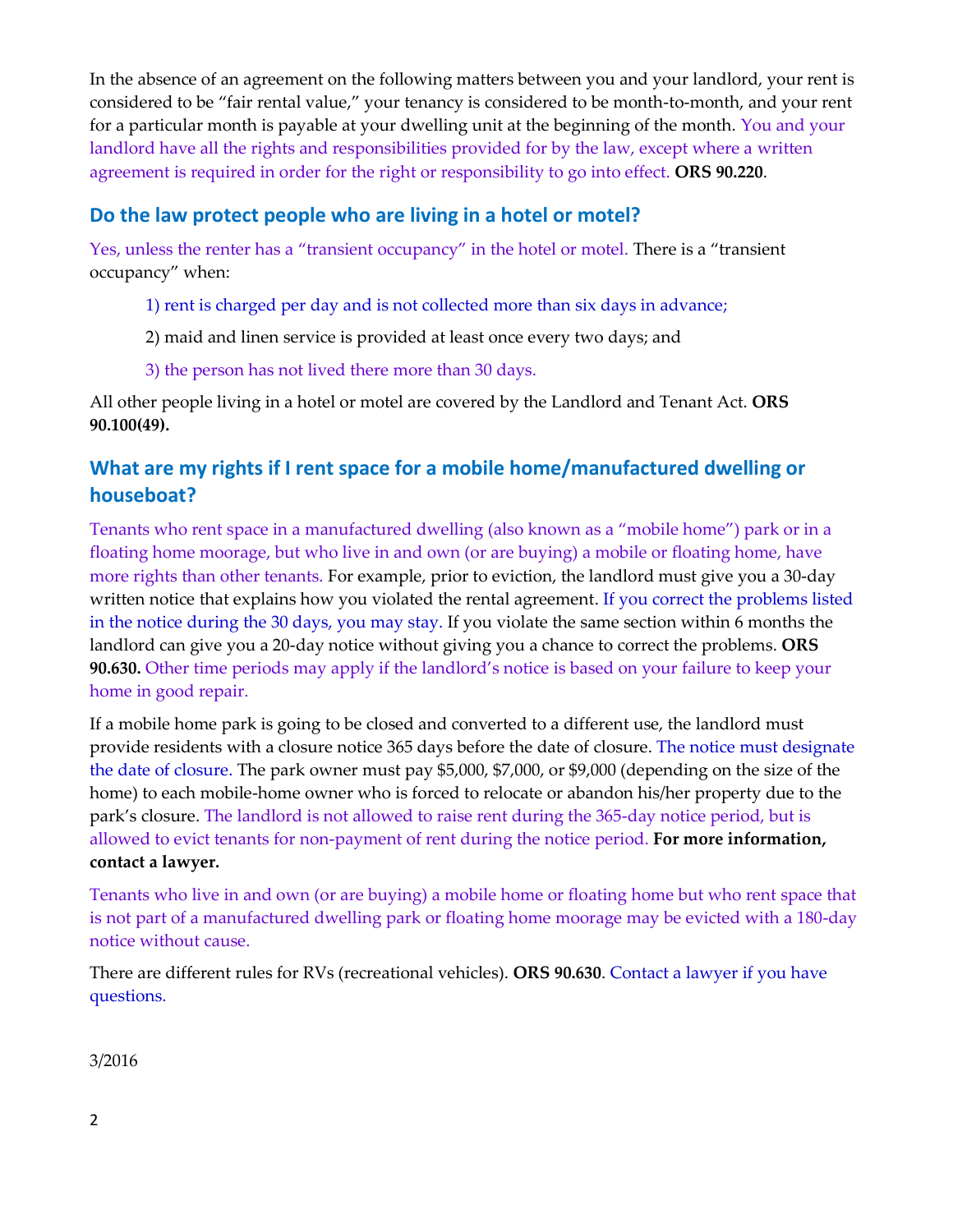In the absence of an agreement on the following matters between you and your landlord, your rent is considered to be "fair rental value," your tenancy is considered to be month-to-month, and your rent for a particular month is payable at your dwelling unit at the beginning of the month. You and your landlord have all the rights and responsibilities provided for by the law, except where a written agreement is required in order for the right or responsibility to go into effect. **ORS 90.220**.

## Do the law protect people who are living in a hotel or motel?

Yes, unless the renter has a "transient occupancy" in the hotel or motel. There is a "transient occupancy" when:

1) rent is charged per day and is not collected more than six days in advance;

2) maid and linen service is provided at least once every two days; and

3) the person has not lived there more than 30 days.

All other people living in a hotel or motel are covered by the Landlord and Tenant Act. **ORS 90.100(49).**

## What are my rights if I rent space for a mobile home/manufactured dwelling or houseboat?

Tenants who rent space in a manufactured dwelling (also known as a "mobile home") park or in a floating home moorage, but who live in and own (or are buying) a mobile or floating home, have more rights than other tenants. For example, prior to eviction, the landlord must give you a 30-day written notice that explains how you violated the rental agreement. If you correct the problems listed in the notice during the 30 days, you may stay. If you violate the same section within 6 months the landlord can give you a 20-day notice without giving you a chance to correct the problems. **ORS 90.630.** Other time periods may apply if the landlord's notice is based on your failure to keep your home in good repair.

If a mobile home park is going to be closed and converted to a different use, the landlord must provide residents with a closure notice 365 days before the date of closure. The notice must designate the date of closure. The park owner must pay $5,000, $7,000, or $9,000 (depending on the size of the home) to each mobile-home owner who is forced to relocate or abandon his/her property due to the park's closure. The landlord is not allowed to raise rent during the 365-day notice period, but is allowed to evict tenants for non-payment of rent during the notice period. **For more information, contact a lawyer.**

Tenants who live in and own (or are buying) a mobile home or floating home but who rent space that is not part of a manufactured dwelling park or floating home moorage may be evicted with a 180-day notice without cause.

There are different rules for RVs (recreational vehicles). **ORS 90.630**. Contact a lawyer if you have questions.

3/2016